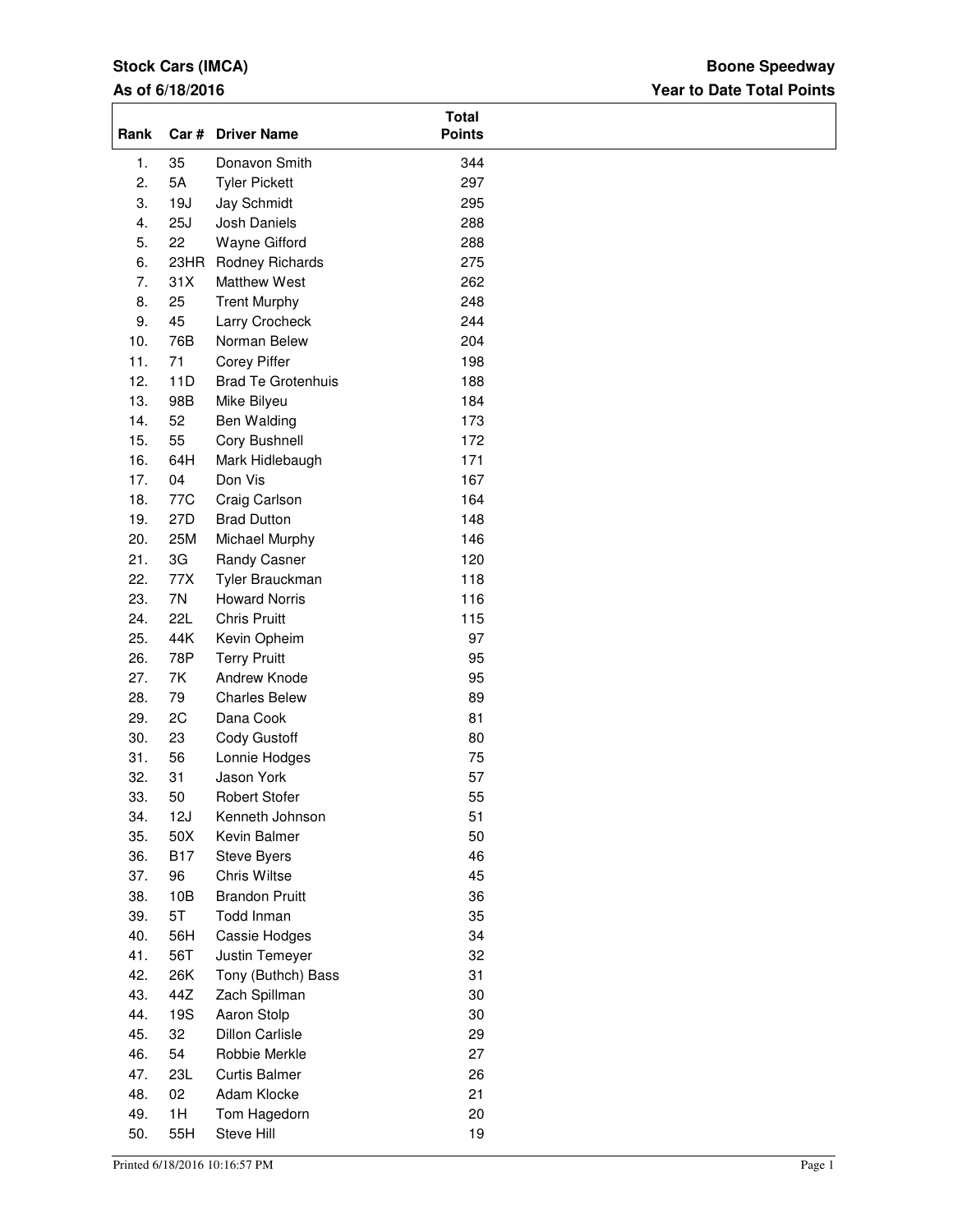**Stock Cars (IMCA)**

**As of 6/18/2016**

**Boone Speedway**

**Year to Date Total Points**

| Rank | Car # | Driver Name | Total Points |
|---|---|---|---|
| 1. | 35 | Donavon Smith | 344 |
| 2. | 5A | Tyler Pickett | 297 |
| 3. | 19J | Jay Schmidt | 295 |
| 4. | 25J | Josh Daniels | 288 |
| 5. | 22 | Wayne Gifford | 288 |
| 6. | 23HR | Rodney Richards | 275 |
| 7. | 31X | Matthew West | 262 |
| 8. | 25 | Trent Murphy | 248 |
| 9. | 45 | Larry Crocheck | 244 |
| 10. | 76B | Norman Belew | 204 |
| 11. | 71 | Corey Piffer | 198 |
| 12. | 11D | Brad Te Grotenhuis | 188 |
| 13. | 98B | Mike Bilyeu | 184 |
| 14. | 52 | Ben Walding | 173 |
| 15. | 55 | Cory Bushnell | 172 |
| 16. | 64H | Mark Hidlebaugh | 171 |
| 17. | 04 | Don Vis | 167 |
| 18. | 77C | Craig Carlson | 164 |
| 19. | 27D | Brad Dutton | 148 |
| 20. | 25M | Michael Murphy | 146 |
| 21. | 3G | Randy Casner | 120 |
| 22. | 77X | Tyler Brauckman | 118 |
| 23. | 7N | Howard Norris | 116 |
| 24. | 22L | Chris Pruitt | 115 |
| 25. | 44K | Kevin Opheim | 97 |
| 26. | 78P | Terry Pruitt | 95 |
| 27. | 7K | Andrew Knode | 95 |
| 28. | 79 | Charles Belew | 89 |
| 29. | 2C | Dana Cook | 81 |
| 30. | 23 | Cody Gustoff | 80 |
| 31. | 56 | Lonnie Hodges | 75 |
| 32. | 31 | Jason York | 57 |
| 33. | 50 | Robert Stofer | 55 |
| 34. | 12J | Kenneth Johnson | 51 |
| 35. | 50X | Kevin Balmer | 50 |
| 36. | B17 | Steve Byers | 46 |
| 37. | 96 | Chris Wiltse | 45 |
| 38. | 10B | Brandon Pruitt | 36 |
| 39. | 5T | Todd Inman | 35 |
| 40. | 56H | Cassie Hodges | 34 |
| 41. | 56T | Justin Temeyer | 32 |
| 42. | 26K | Tony (Buthch) Bass | 31 |
| 43. | 44Z | Zach Spillman | 30 |
| 44. | 19S | Aaron Stolp | 30 |
| 45. | 32 | Dillon Carlisle | 29 |
| 46. | 54 | Robbie Merkle | 27 |
| 47. | 23L | Curtis Balmer | 26 |
| 48. | 02 | Adam Klocke | 21 |
| 49. | 1H | Tom Hagedorn | 20 |
| 50. | 55H | Steve Hill | 19 |

Printed 6/18/2016 10:16:57 PM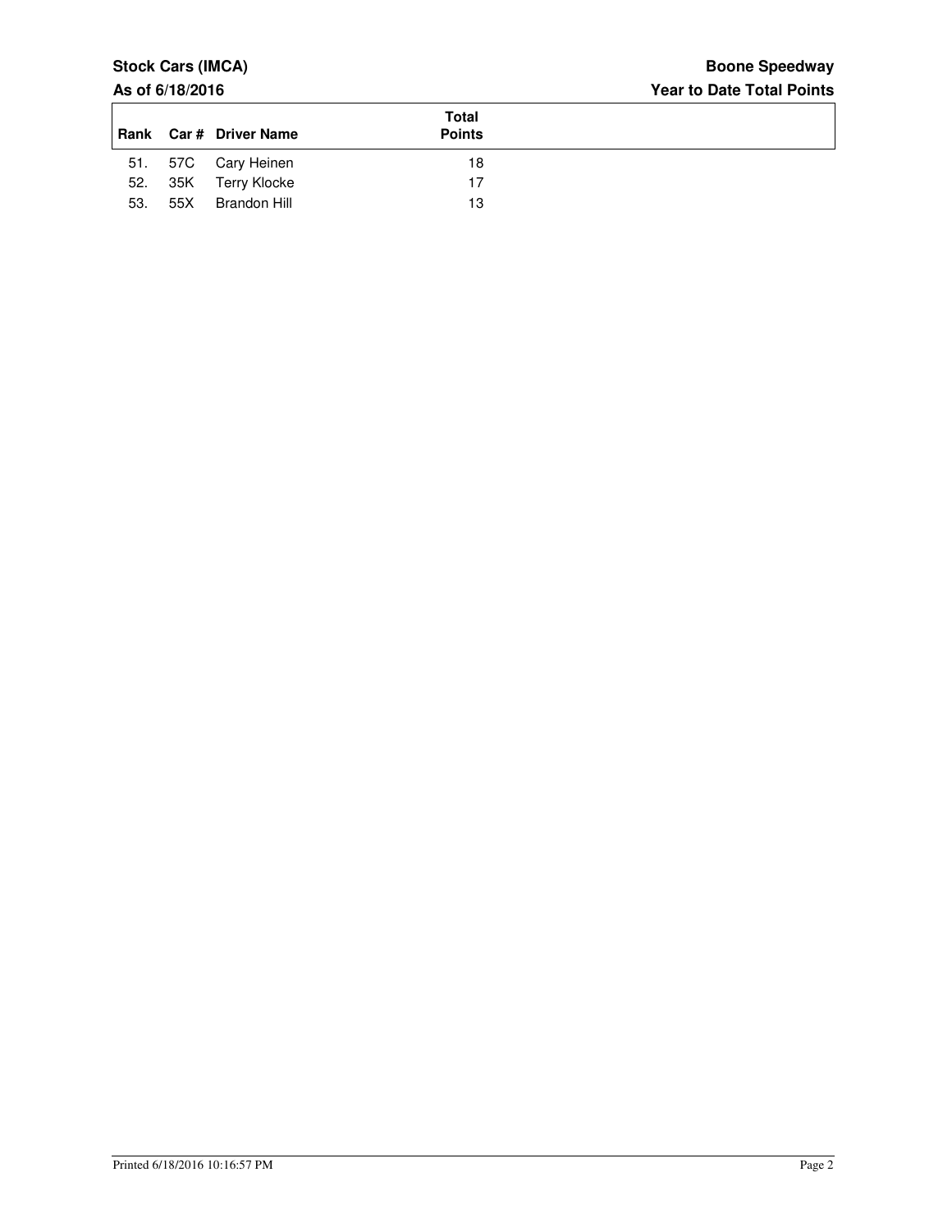**Stock Cars (IMCA)**

**As of 6/18/2016**

**Boone Speedway**

**Year to Date Total Points**

| Rank | Car # | Driver Name | Total Points |
|---|---|---|---|
| 51. | 57C | Cary Heinen | 18 |
| 52. | 35K | Terry Klocke | 17 |
| 53. | 55X | Brandon Hill | 13 |

Printed 6/18/2016 10:16:57 PM